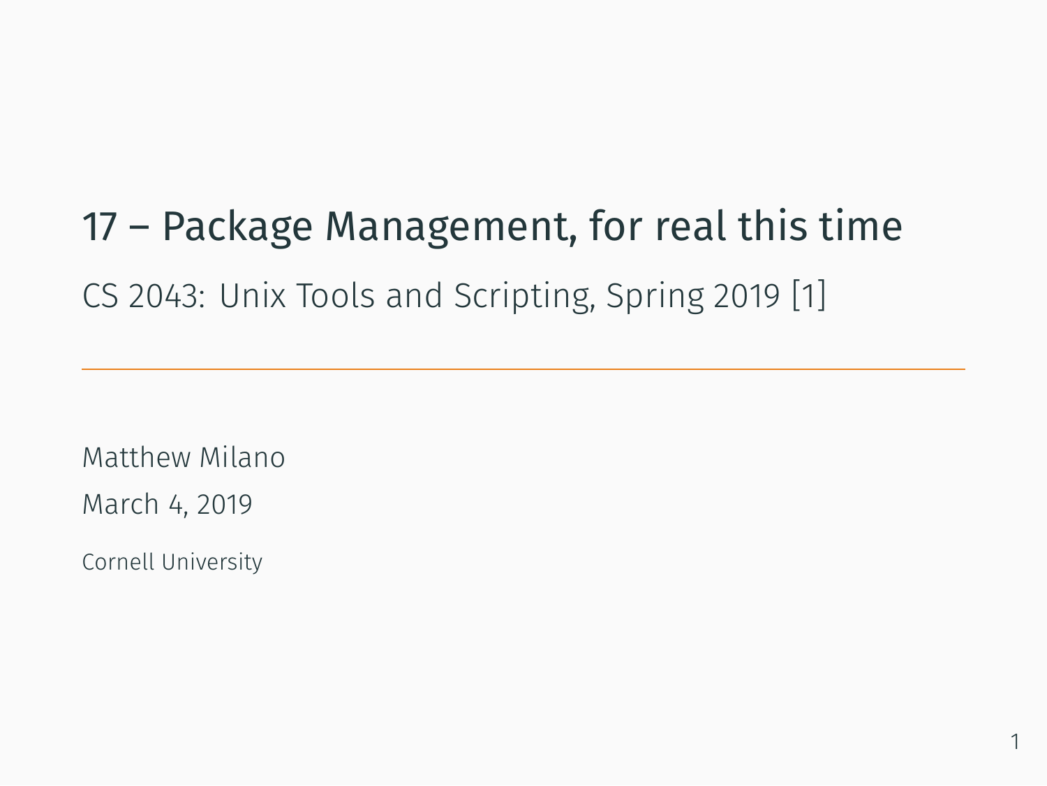# 17 – Package Management, for real this time

CS 2043: Unix Tools and Scripting, Spring 2019 [1]

Matthew Milano

March 4, 2019

Cornell University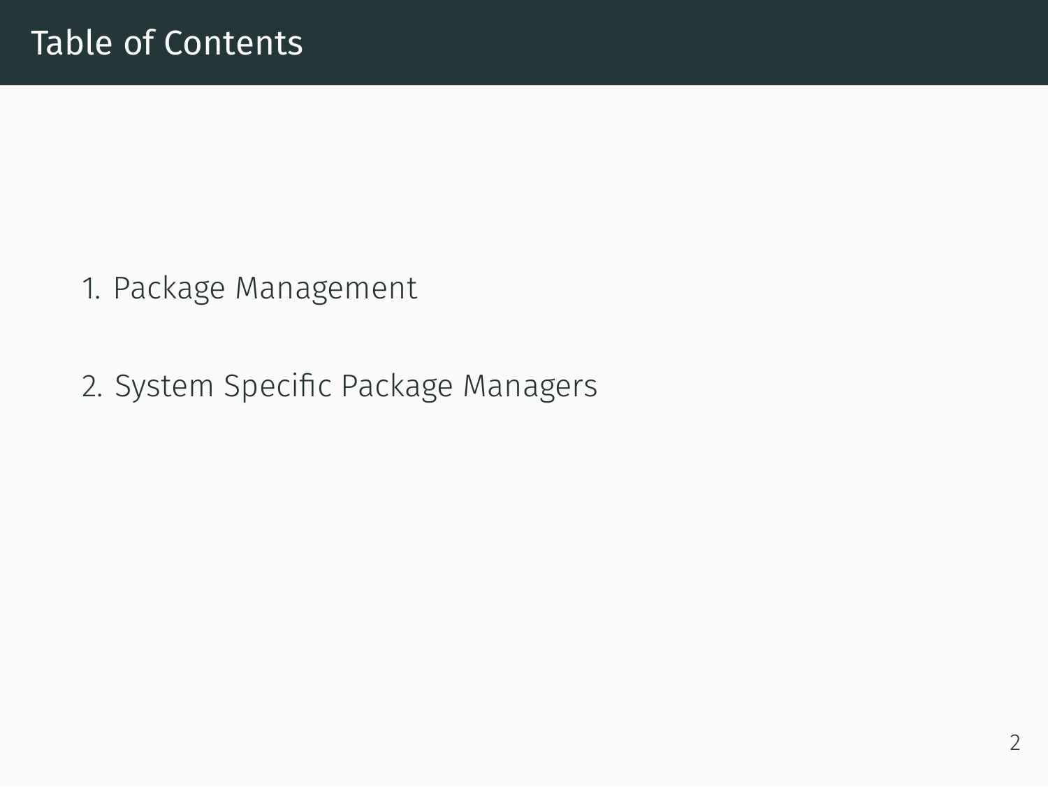# Table of Contents

1. Package Management

2. System Specific Package Managers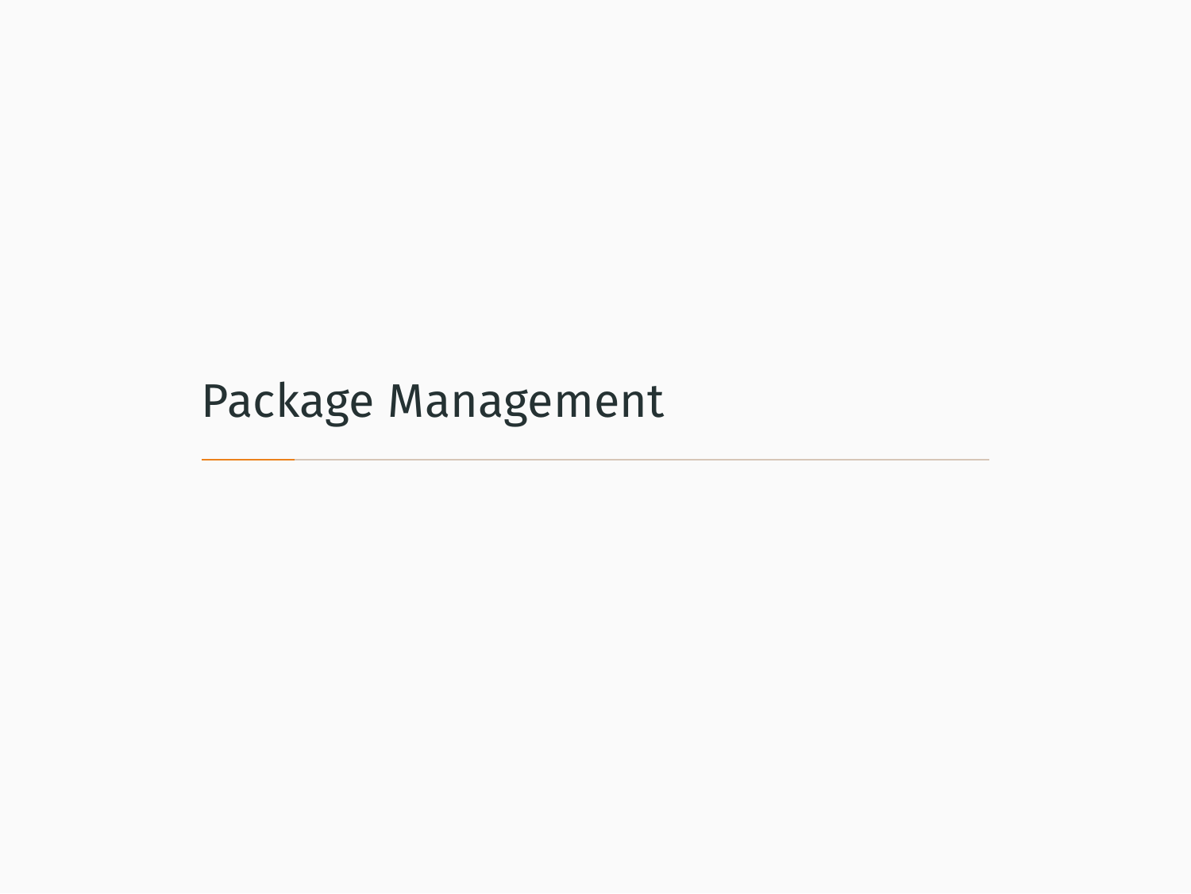# Package Management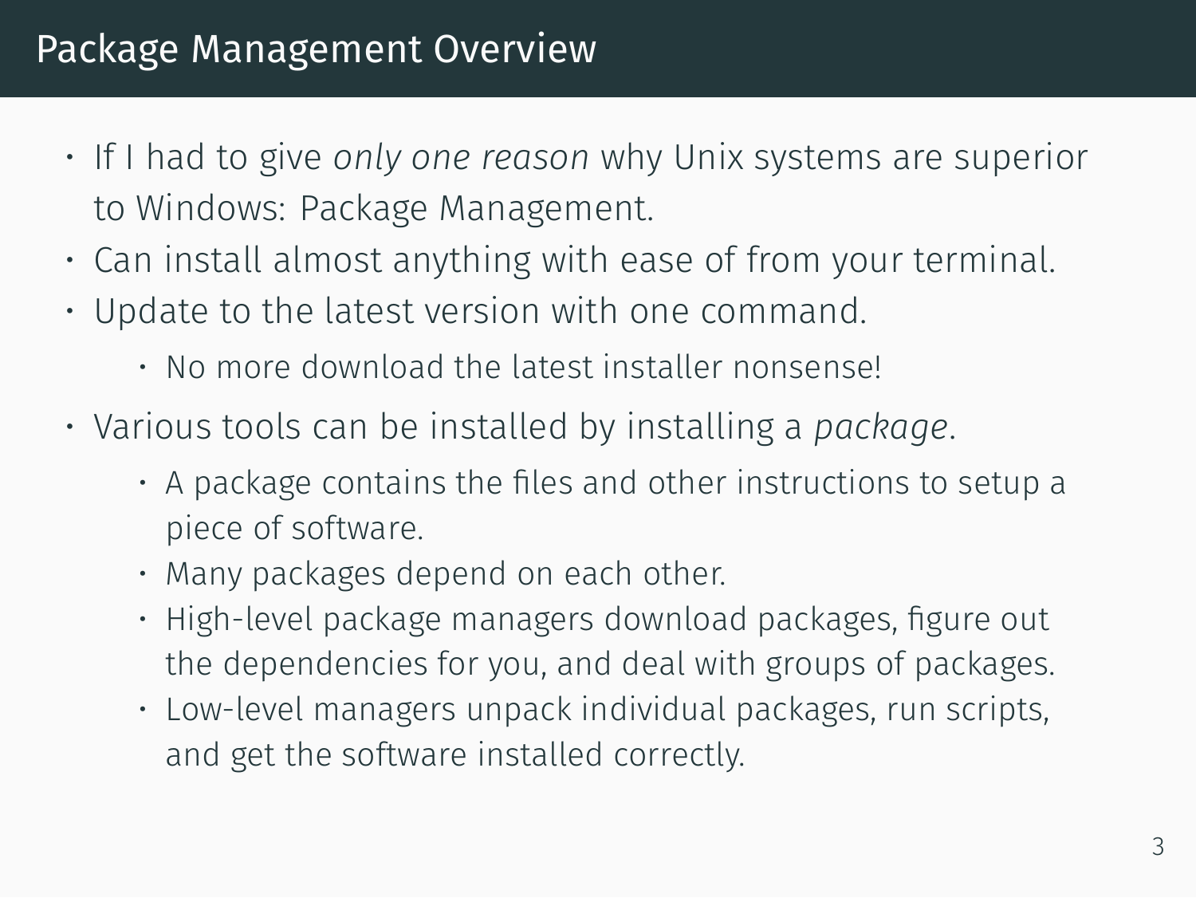# Package Management Overview

- If I had to give *only one reason* why Unix systems are superior to Windows: Package Management.
- Can install almost anything with ease of from your terminal.
- Update to the latest version with one command.
    - No more download the latest installer nonsense!
- Various tools can be installed by installing a *package*.
    - A package contains the files and other instructions to setup a piece of software.
    - Many packages depend on each other.
    - High-level package managers download packages, figure out the dependencies for you, and deal with groups of packages.
    - Low-level managers unpack individual packages, run scripts, and get the software installed correctly.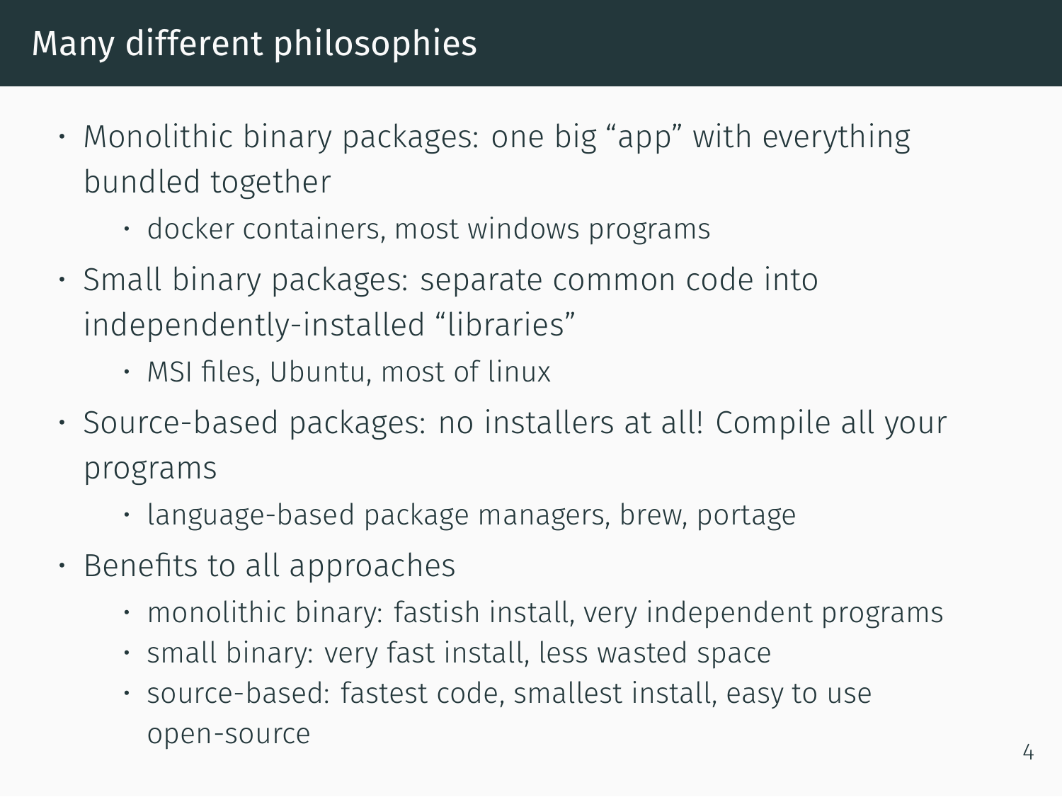# Many different philosophies

- Monolithic binary packages: one big “app” with everything bundled together
  - docker containers, most windows programs
- Small binary packages: separate common code into independently-installed “libraries”
  - MSI files, Ubuntu, most of linux
- Source-based packages: no installers at all! Compile all your programs
  - language-based package managers, brew, portage
- Benefits to all approaches
  - monolithic binary: fastish install, very independent programs
  - small binary: very fast install, less wasted space
  - source-based: fastest code, smallest install, easy to use open-source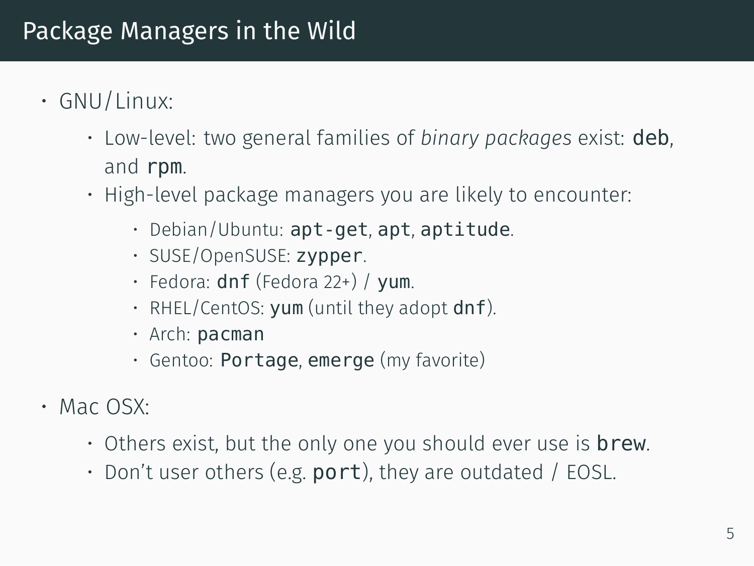# Package Managers in the Wild

- GNU/Linux:
    - Low-level: two general families of *binary packages* exist: `deb`, and `rpm`.
    - High-level package managers you are likely to encounter:
        - Debian/Ubuntu: `apt-get`, `apt`, `aptitude`.
        - SUSE/OpenSUSE: `zypper`.
        - Fedora: `dnf` (Fedora 22+) / `yum`.
        - RHEL/CentOS: `yum` (until they adopt `dnf`).
        - Arch: `pacman`
        - Gentoo: `Portage`, `emerge` (my favorite)
- Mac OSX:
    - Others exist, but the only one you should ever use is `brew`.
    - Don't user others (e.g. `port`), they are outdated / EOSL.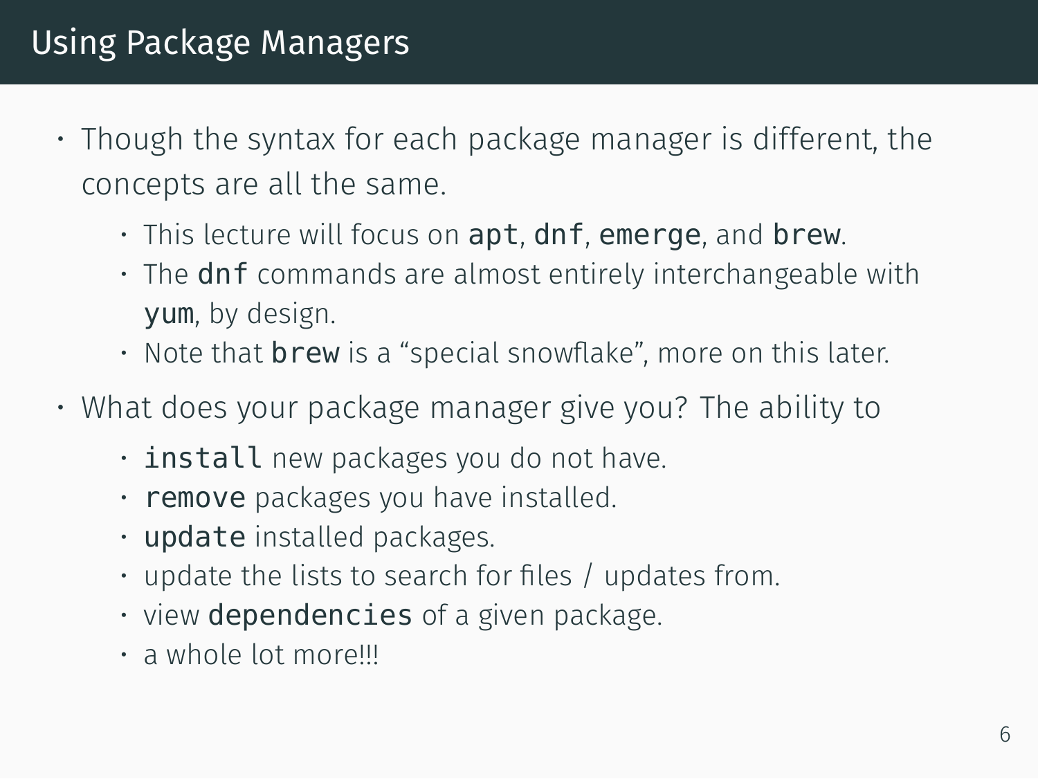# Using Package Managers

- Though the syntax for each package manager is different, the concepts are all the same.
    - This lecture will focus on `apt`, `dnf`, `emerge`, and `brew`.
    - The `dnf` commands are almost entirely interchangeable with `yum`, by design.
    - Note that `brew` is a "special snowflake", more on this later.
- What does your package manager give you? The ability to
    - `install` new packages you do not have.
    - `remove` packages you have installed.
    - `update` installed packages.
    - update the lists to search for files / updates from.
    - view `dependencies` of a given package.
    - a whole lot more!!!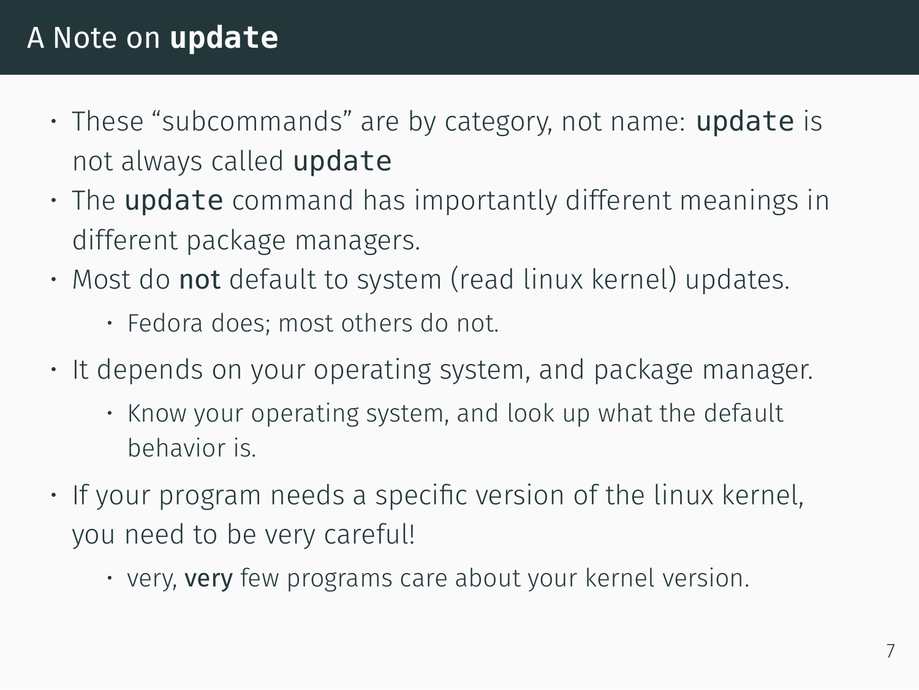# A Note on `update`

- These "subcommands" are by category, not name: `update` is not always called `update`
- The `update` command has importantly different meanings in different package managers.
- Most do **not** default to system (read linux kernel) updates.
  - Fedora does; most others do not.
- It depends on your operating system, and package manager.
  - Know your operating system, and look up what the default behavior is.
- If your program needs a specific version of the linux kernel, you need to be very careful!
  - very, **very** few programs care about your kernel version.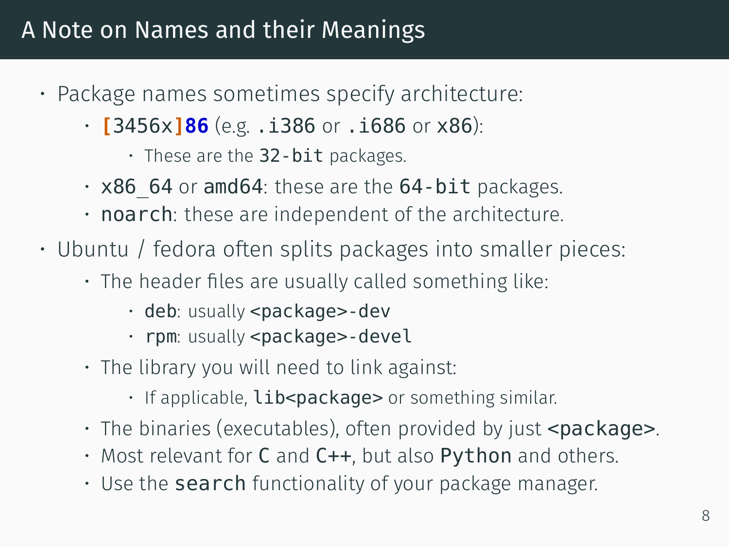## A Note on Names and their Meanings

- Package names sometimes specify architecture:
  - `[3456x]86` (e.g. `.i386` or `.i686` or `x86`):
    - These are the `32-bit` packages.
  - `x86_64` or `amd64`: these are the `64-bit` packages.
  - `noarch`: these are independent of the architecture.
- Ubuntu / fedora often splits packages into smaller pieces:
  - The header files are usually called something like:
    - `deb`: usually `<package>-dev`
    - `rpm`: usually `<package>-devel`
  - The library you will need to link against:
    - If applicable, `lib<package>` or something similar.
  - The binaries (executables), often provided by just `<package>`.
  - Most relevant for `C` and `C++`, but also `Python` and others.
  - Use the `search` functionality of your package manager.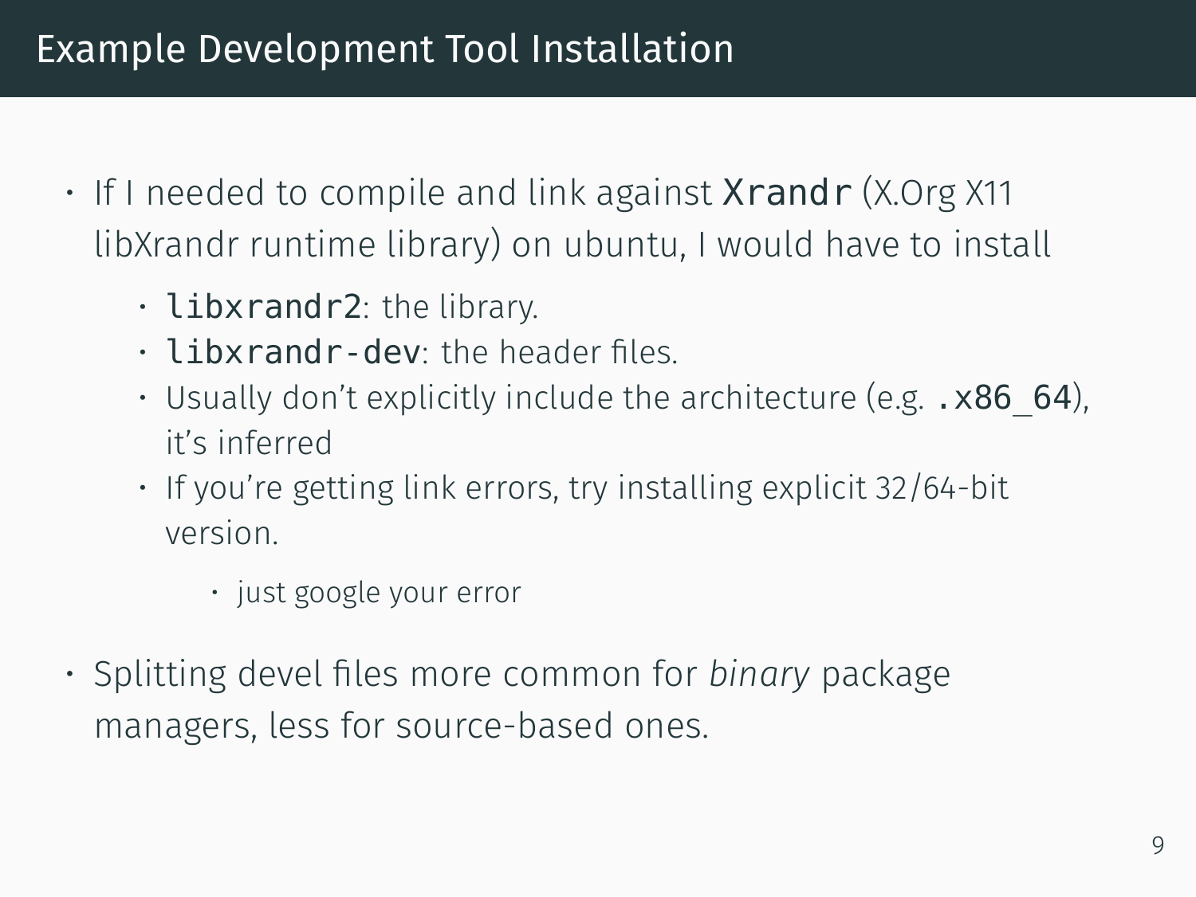# Example Development Tool Installation

- If I needed to compile and link against `Xrandr` (X.Org X11 libXrandr runtime library) on ubuntu, I would have to install
  - `libxrandr2`: the library.
  - `libxrandr-dev`: the header files.
  - Usually don't explicitly include the architecture (e.g. `.x86_64`), it's inferred
  - If you're getting link errors, try installing explicit 32/64-bit version.
    - just google your error
- Splitting devel files more common for *binary* package managers, less for source-based ones.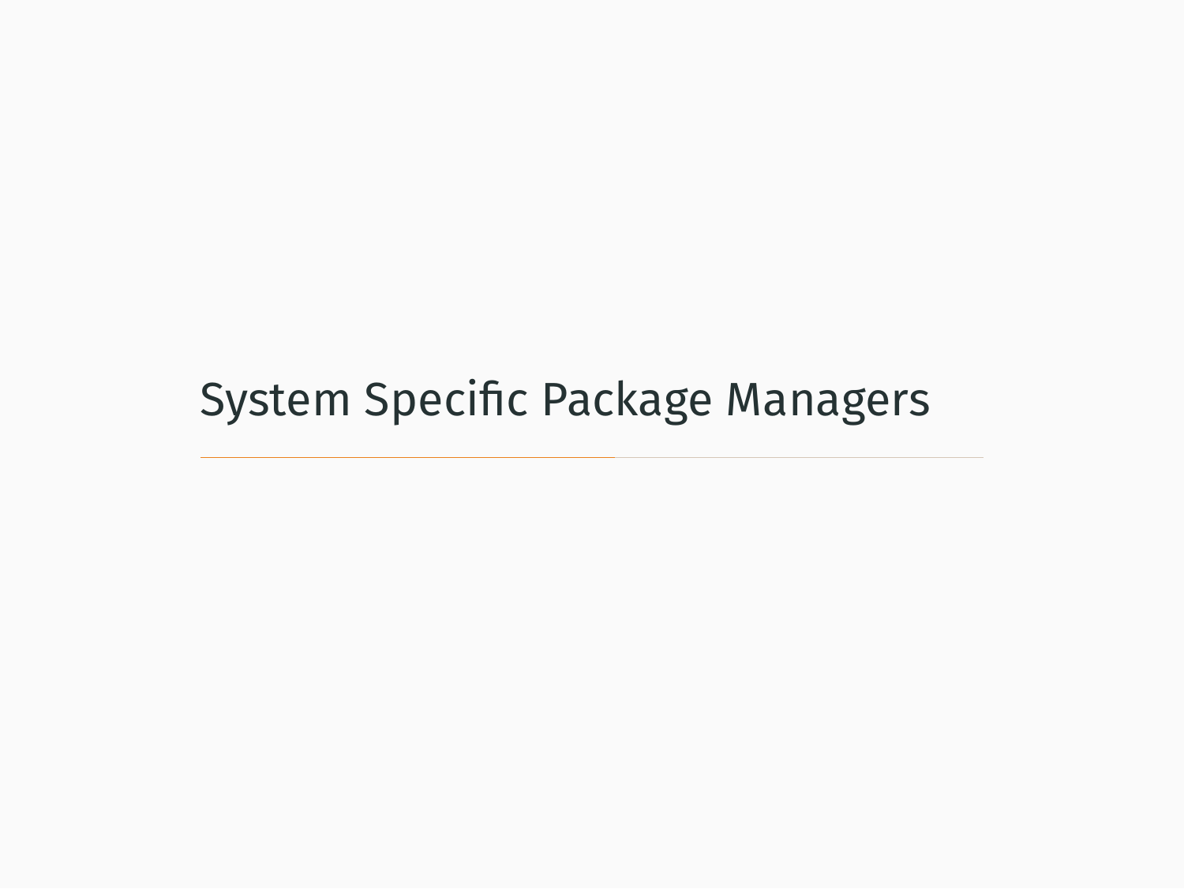# System Specific Package Managers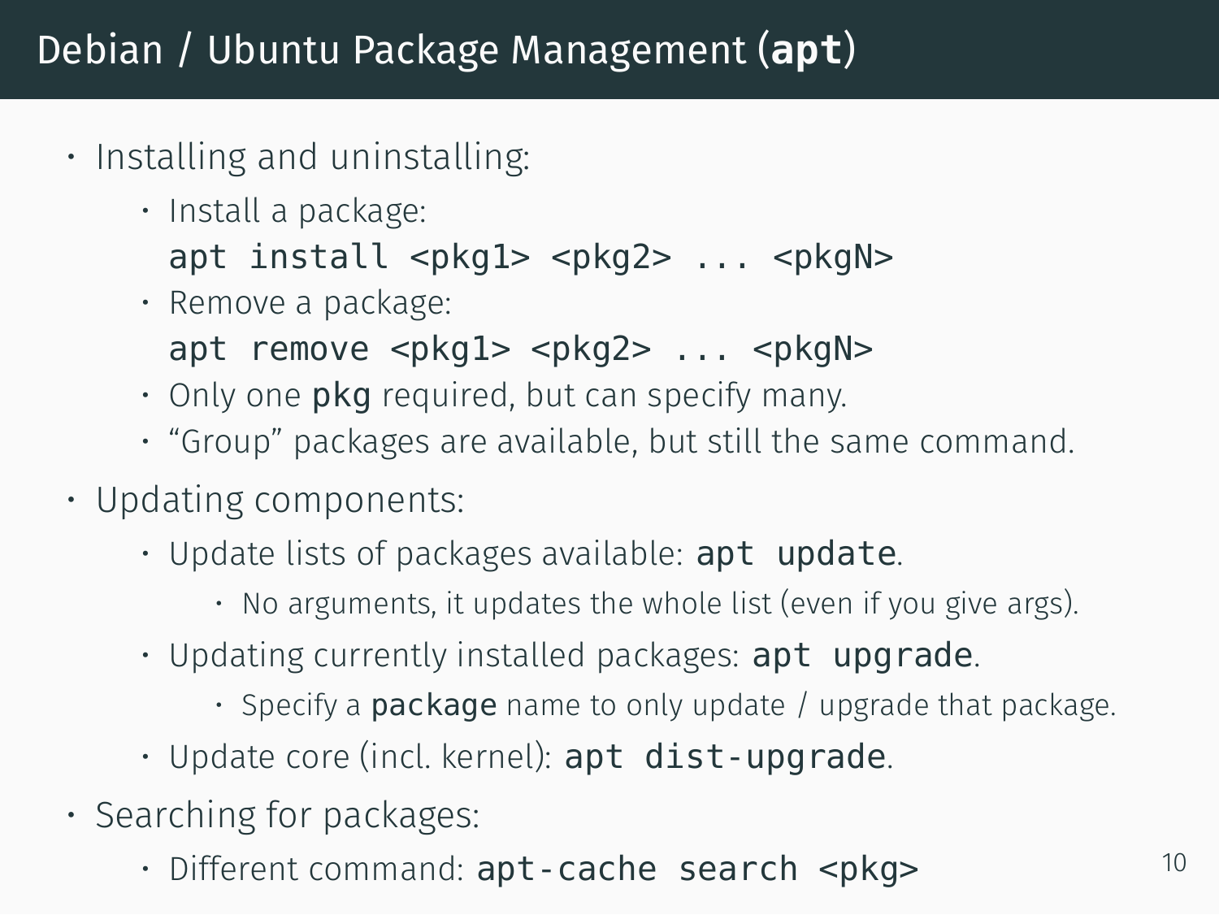# Debian / Ubuntu Package Management (**apt**)

- Installing and uninstalling:
  - Install a package:
    `apt install <pkg1> <pkg2> ... <pkgN>`
  - Remove a package:
    `apt remove <pkg1> <pkg2> ... <pkgN>`
  - Only one `pkg` required, but can specify many.
  - "Group" packages are available, but still the same command.
- Updating components:
  - Update lists of packages available: `apt update`.
    - No arguments, it updates the whole list (even if you give args).
  - Updating currently installed packages: `apt upgrade`.
    - Specify a `package` name to only update / upgrade that package.
  - Update core (incl. kernel): `apt dist-upgrade`.
- Searching for packages:
  - Different command: `apt-cache search <pkg>`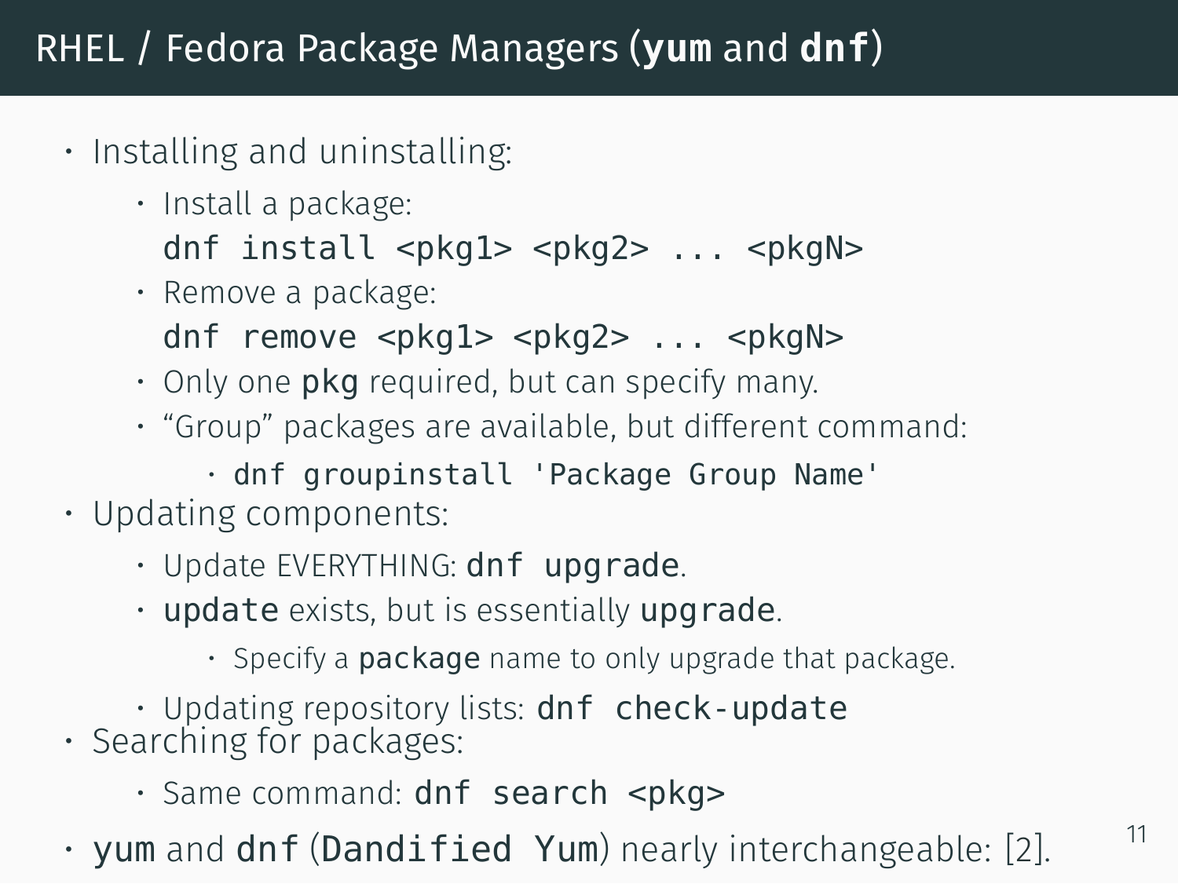# RHEL / Fedora Package Managers (`yum` and `dnf`)

- Installing and uninstalling:
  - Install a package:
    `dnf install <pkg1> <pkg2> ... <pkgN>`
  - Remove a package:
    `dnf remove <pkg1> <pkg2> ... <pkgN>`
  - Only one `pkg` required, but can specify many.
  - “Group” packages are available, but different command:
    - `dnf groupinstall 'Package Group Name'`
- Updating components:
  - Update EVERYTHING: `dnf upgrade`.
  - `update` exists, but is essentially `upgrade`.
    - Specify a `package` name to only upgrade that package.
  - Updating repository lists: `dnf check-update`
- Searching for packages:
  - Same command: `dnf search <pkg>`
- `yum` and `dnf` (`Dandified Yum`) nearly interchangeable: [2].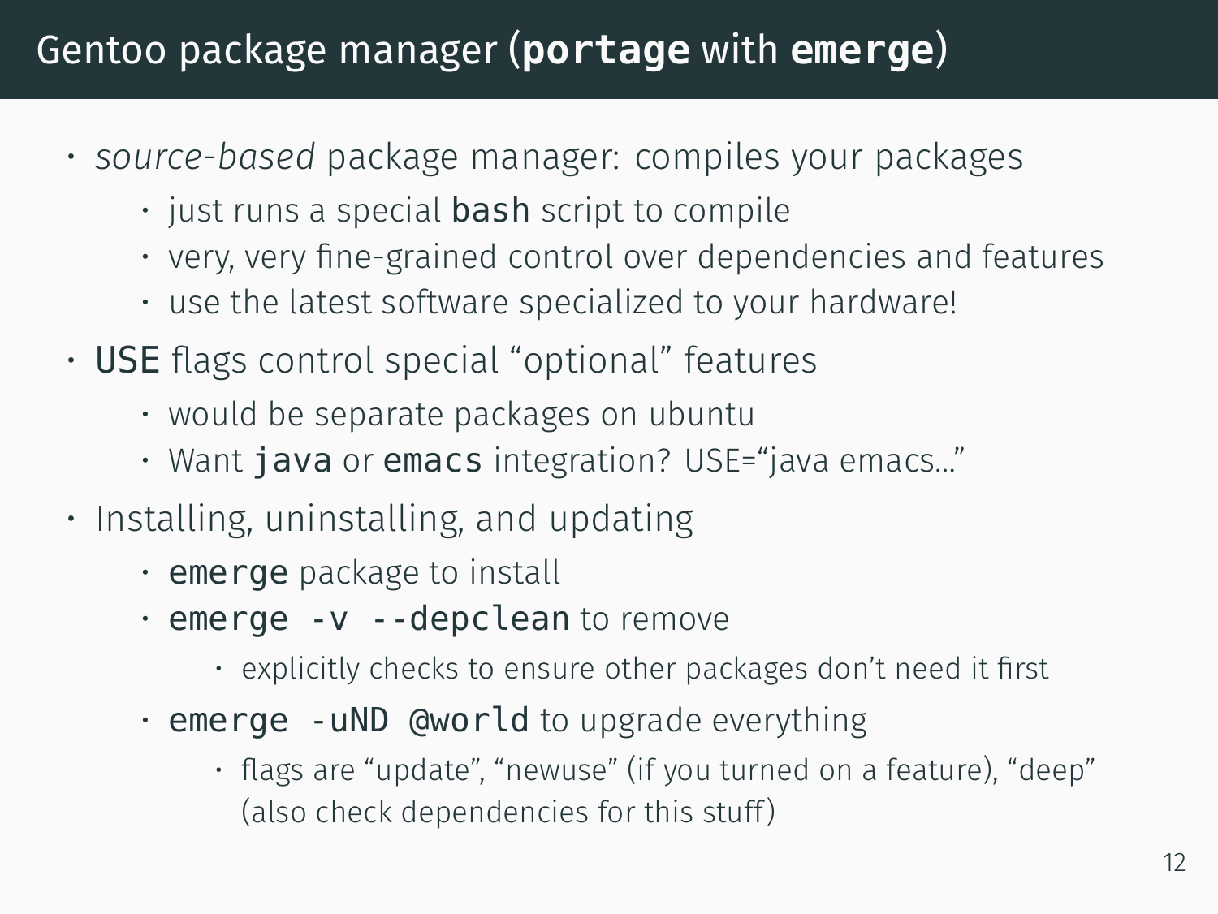# Gentoo package manager (`portage` with `emerge`)

- *source-based* package manager: compiles your packages
  - just runs a special `bash` script to compile
  - very, very fine-grained control over dependencies and features
  - use the latest software specialized to your hardware!
- `USE` flags control special "optional" features
  - would be separate packages on ubuntu
  - Want `java` or `emacs` integration? USE="java emacs..."
- Installing, uninstalling, and updating
  - `emerge` package to install
  - `emerge -v --depclean` to remove
    - explicitly checks to ensure other packages don't need it first
  - `emerge -uND @world` to upgrade everything
    - flags are "update", "newuse" (if you turned on a feature), "deep" (also check dependencies for this stuff)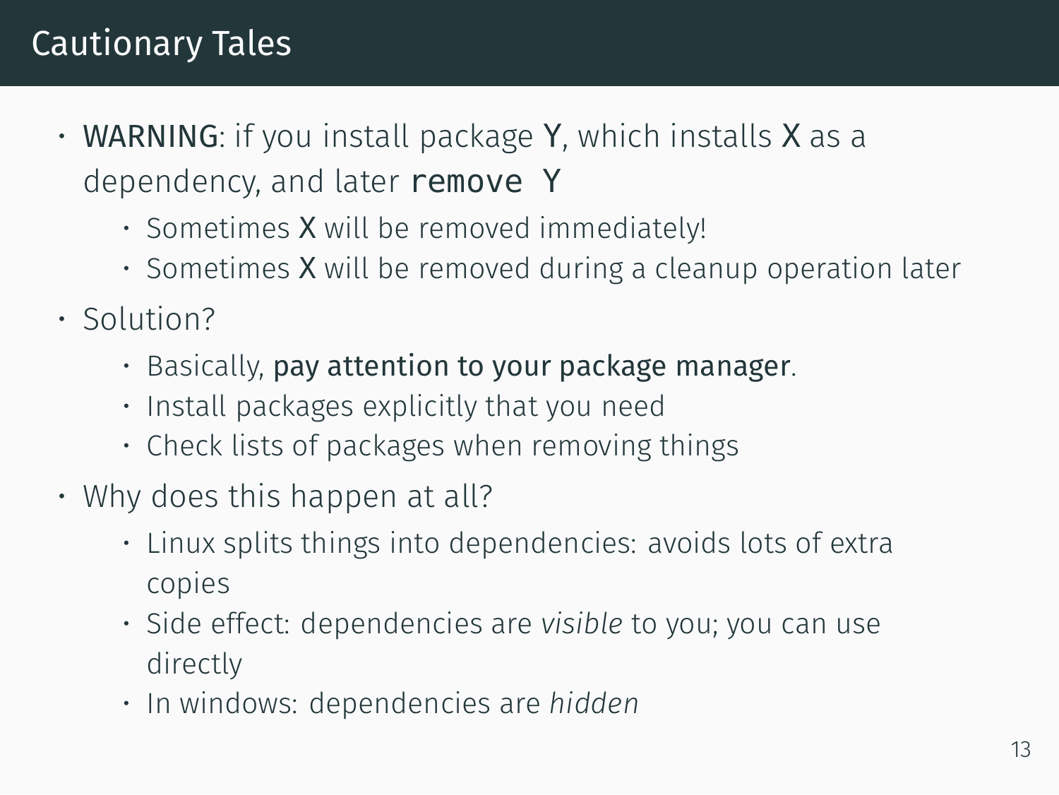# Cautionary Tales

- **WARNING**: if you install package Y, which installs X as a dependency, and later `remove Y`
    - Sometimes X will be removed immediately!
    - Sometimes X will be removed during a cleanup operation later
- Solution?
    - Basically, **pay attention to your package manager**.
    - Install packages explicitly that you need
    - Check lists of packages when removing things
- Why does this happen at all?
    - Linux splits things into dependencies: avoids lots of extra copies
    - Side effect: dependencies are *visible* to you; you can use directly
    - In windows: dependencies are *hidden*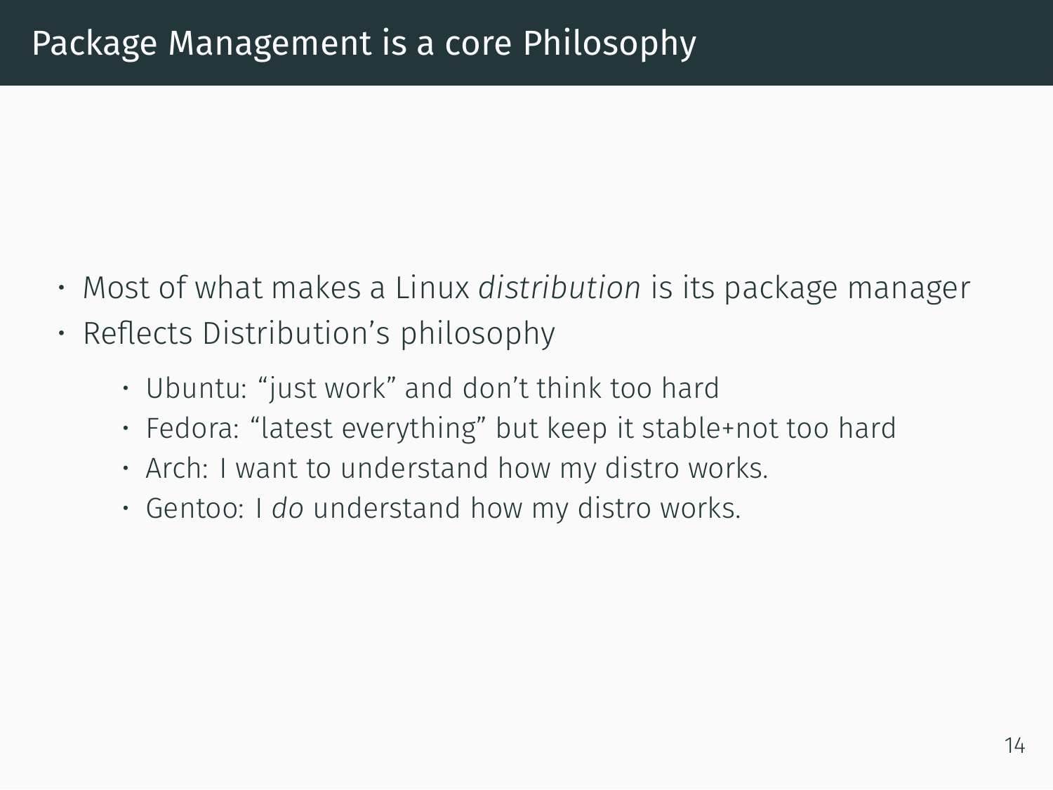# Package Management is a core Philosophy

- Most of what makes a Linux *distribution* is its package manager
- Reflects Distribution's philosophy
  - Ubuntu: "just work" and don't think too hard
  - Fedora: "latest everything" but keep it stable+not too hard
  - Arch: I want to understand how my distro works.
  - Gentoo: I *do* understand how my distro works.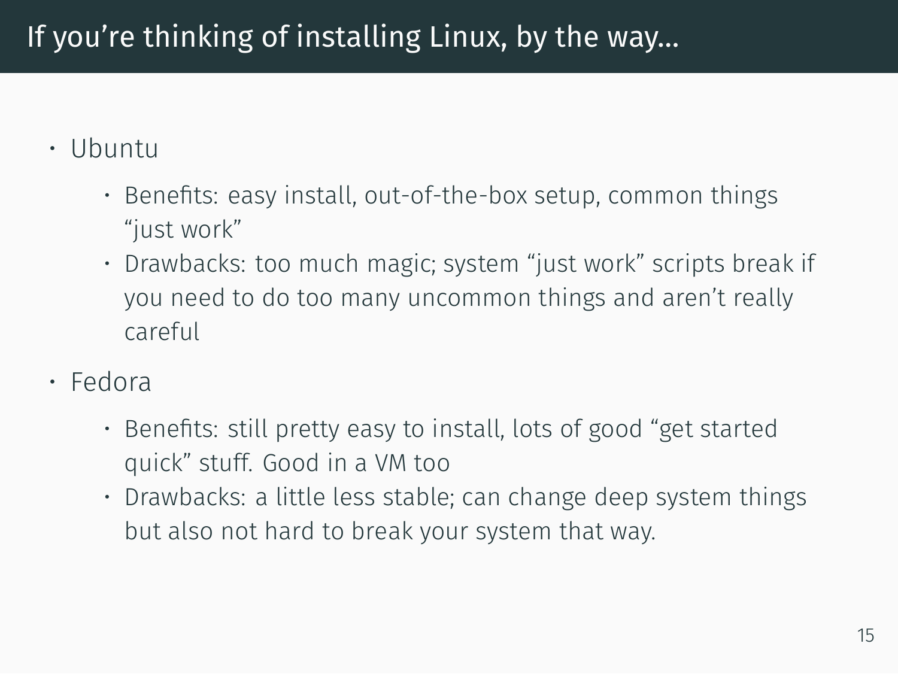# If you're thinking of installing Linux, by the way...

- Ubuntu
  - Benefits: easy install, out-of-the-box setup, common things "just work"
  - Drawbacks: too much magic; system "just work" scripts break if you need to do too many uncommon things and aren't really careful
- Fedora
  - Benefits: still pretty easy to install, lots of good "get started quick" stuff. Good in a VM too
  - Drawbacks: a little less stable; can change deep system things but also not hard to break your system that way.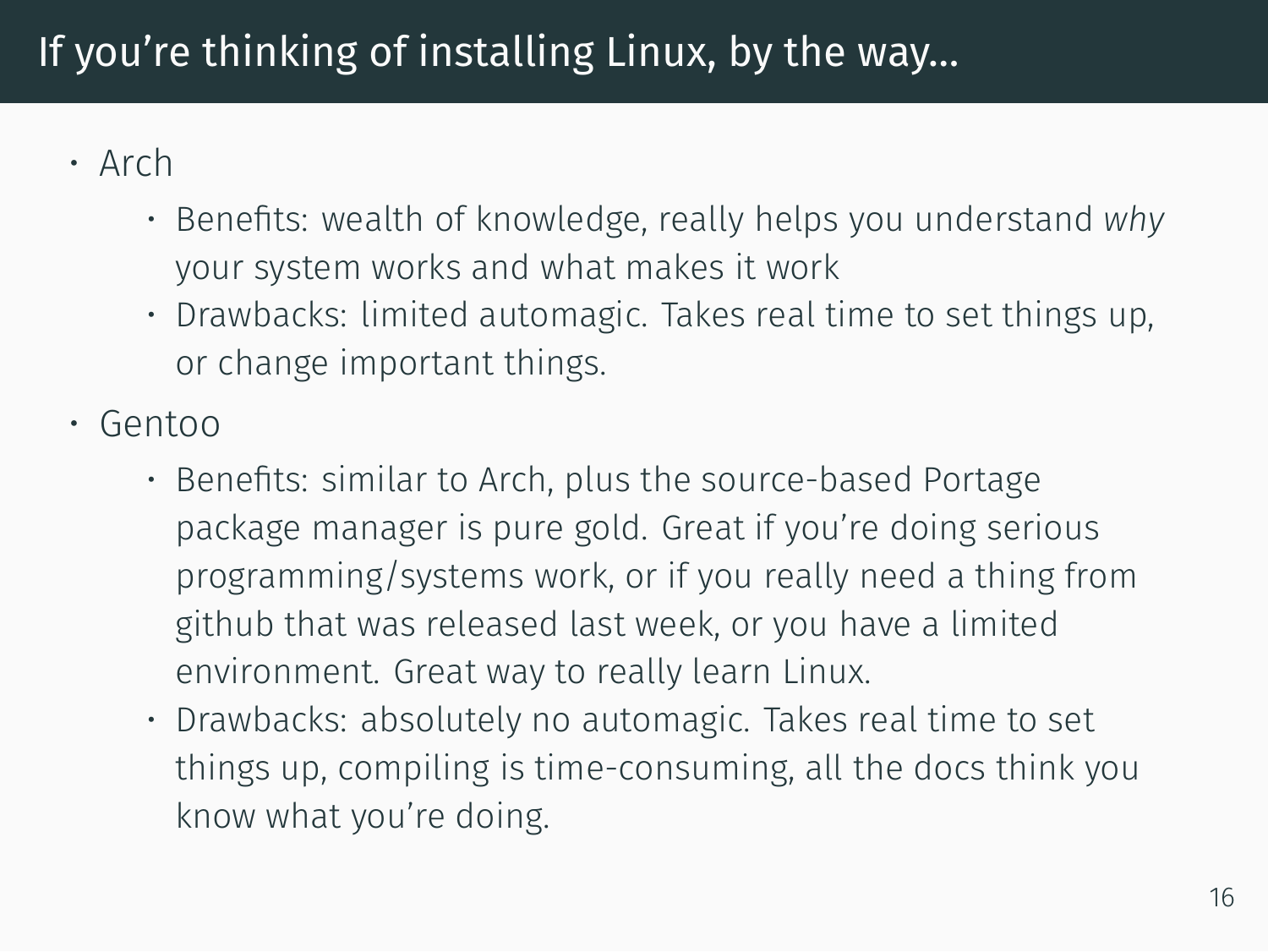# If you're thinking of installing Linux, by the way...

- Arch
  - Benefits: wealth of knowledge, really helps you understand *why* your system works and what makes it work
  - Drawbacks: limited automagic. Takes real time to set things up, or change important things.
- Gentoo
  - Benefits: similar to Arch, plus the source-based Portage package manager is pure gold. Great if you're doing serious programming/systems work, or if you really need a thing from github that was released last week, or you have a limited environment. Great way to really learn Linux.
  - Drawbacks: absolutely no automagic. Takes real time to set things up, compiling is time-consuming, all the docs think you know what you're doing.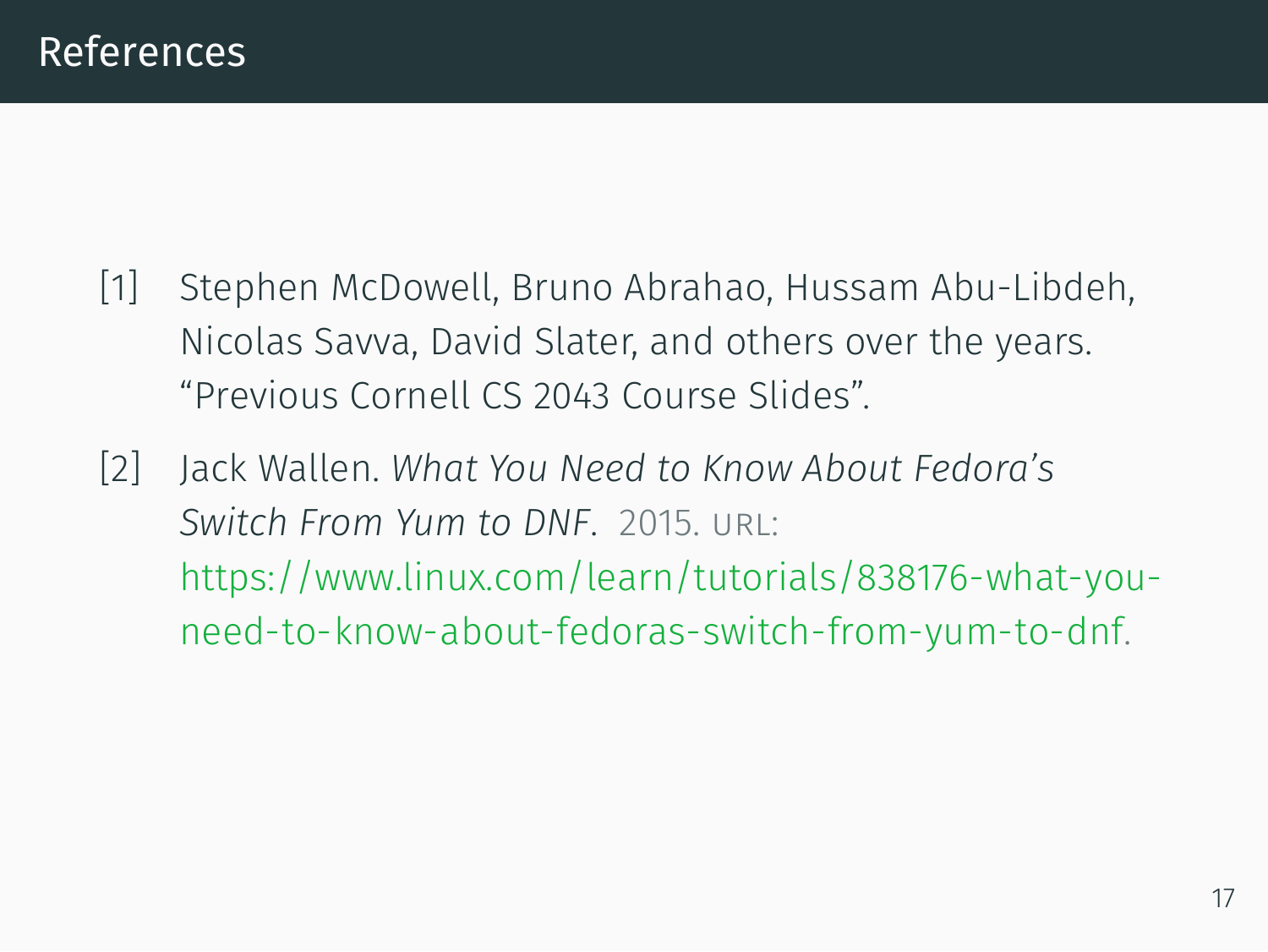# References

[1] Stephen McDowell, Bruno Abrahao, Hussam Abu-Libdeh, Nicolas Savva, David Slater, and others over the years. "Previous Cornell CS 2043 Course Slides".

[2] Jack Wallen. *What You Need to Know About Fedora's Switch From Yum to DNF*. 2015. URL: https://www.linux.com/learn/tutorials/838176-what-you-need-to-know-about-fedoras-switch-from-yum-to-dnf.